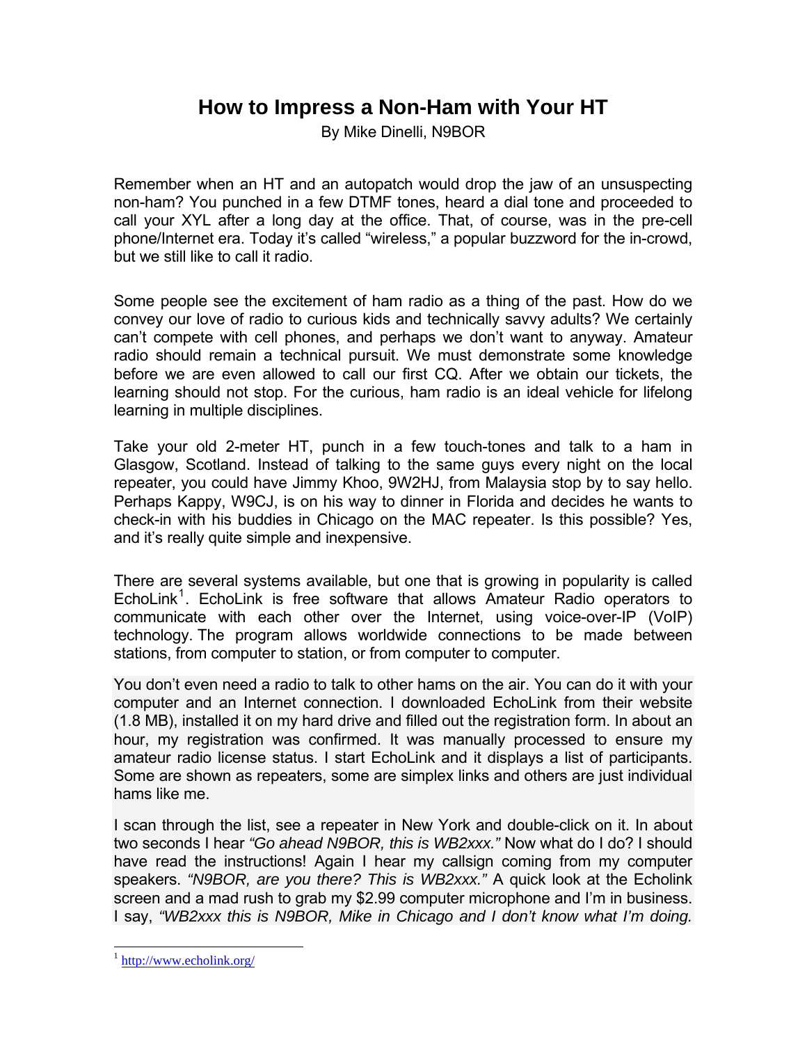# How to Impress a Non-Ham with Your HT

By Mike Dinelli, N9BOR

Remember when an HT and an autopatch would drop the jaw of an unsuspecting non-ham? You punched in a few DTMF tones, heard a dial tone and proceeded to call your XYL after a long day at the office. That, of course, was in the pre-cell phone/Internet era. Today it's called "wireless," a popular buzzword for the in-crowd, but we still like to call it radio.

Some people see the excitement of ham radio as a thing of the past. How do we convey our love of radio to curious kids and technically savvy adults? We certainly can't compete with cell phones, and perhaps we don't want to anyway. Amateur radio should remain a technical pursuit. We must demonstrate some knowledge before we are even allowed to call our first CQ. After we obtain our tickets, the learning should not stop. For the curious, ham radio is an ideal vehicle for lifelong learning in multiple disciplines.

Take your old 2-meter HT, punch in a few touch-tones and talk to a ham in Glasgow, Scotland. Instead of talking to the same guys every night on the local repeater, you could have Jimmy Khoo, 9W2HJ, from Malaysia stop by to say hello. Perhaps Kappy, W9CJ, is on his way to dinner in Florida and decides he wants to check-in with his buddies in Chicago on the MAC repeater. Is this possible? Yes, and it's really quite simple and inexpensive.

There are several systems available, but one that is growing in popularity is called EchoLink[1]. EchoLink is free software that allows Amateur Radio operators to communicate with each other over the Internet, using voice-over-IP (VoIP) technology. The program allows worldwide connections to be made between stations, from computer to station, or from computer to computer.

You don't even need a radio to talk to other hams on the air. You can do it with your computer and an Internet connection. I downloaded EchoLink from their website (1.8 MB), installed it on my hard drive and filled out the registration form. In about an hour, my registration was confirmed. It was manually processed to ensure my amateur radio license status. I start EchoLink and it displays a list of participants. Some are shown as repeaters, some are simplex links and others are just individual hams like me.

I scan through the list, see a repeater in New York and double-click on it. In about two seconds I hear *"Go ahead N9BOR, this is WB2xxx."* Now what do I do? I should have read the instructions! Again I hear my callsign coming from my computer speakers. *"N9BOR, are you there? This is WB2xxx."* A quick look at the Echolink screen and a mad rush to grab my $2.99 computer microphone and I'm in business. I say, *"WB2xxx this is N9BOR, Mike in Chicago and I don't know what I'm doing.*

[1] http://www.echolink.org/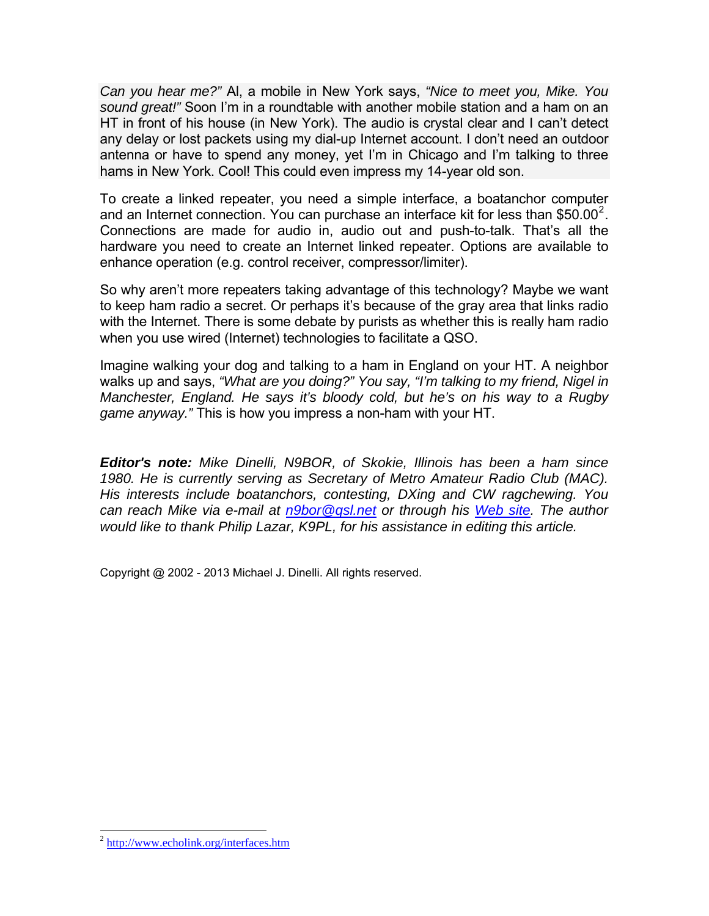*Can you hear me?"* Al, a mobile in New York says, *"Nice to meet you, Mike. You sound great!"* Soon I'm in a roundtable with another mobile station and a ham on an HT in front of his house (in New York). The audio is crystal clear and I can't detect any delay or lost packets using my dial-up Internet account. I don't need an outdoor antenna or have to spend any money, yet I'm in Chicago and I'm talking to three hams in New York. Cool! This could even impress my 14-year old son.

To create a linked repeater, you need a simple interface, a boatanchor computer and an Internet connection. You can purchase an interface kit for less than $50.00[2]. Connections are made for audio in, audio out and push-to-talk. That's all the hardware you need to create an Internet linked repeater. Options are available to enhance operation (e.g. control receiver, compressor/limiter).

So why aren't more repeaters taking advantage of this technology? Maybe we want to keep ham radio a secret. Or perhaps it's because of the gray area that links radio with the Internet. There is some debate by purists as whether this is really ham radio when you use wired (Internet) technologies to facilitate a QSO.

Imagine walking your dog and talking to a ham in England on your HT. A neighbor walks up and says, *"What are you doing?" You say, "I'm talking to my friend, Nigel in Manchester, England. He says it's bloody cold, but he's on his way to a Rugby game anyway."* This is how you impress a non-ham with your HT.

***Editor's note:*** *Mike Dinelli, N9BOR, of Skokie, Illinois has been a ham since 1980. He is currently serving as Secretary of Metro Amateur Radio Club (MAC). His interests include boatanchors, contesting, DXing and CW ragchewing. You can reach Mike via e-mail at [n9bor@qsl.net](mailto:n9bor@qsl.net) or through his Web site. The author would like to thank Philip Lazar, K9PL, for his assistance in editing this article.*

Copyright @ 2002 - 2013 Michael J. Dinelli. All rights reserved.

---

[2] http://www.echolink.org/interfaces.htm